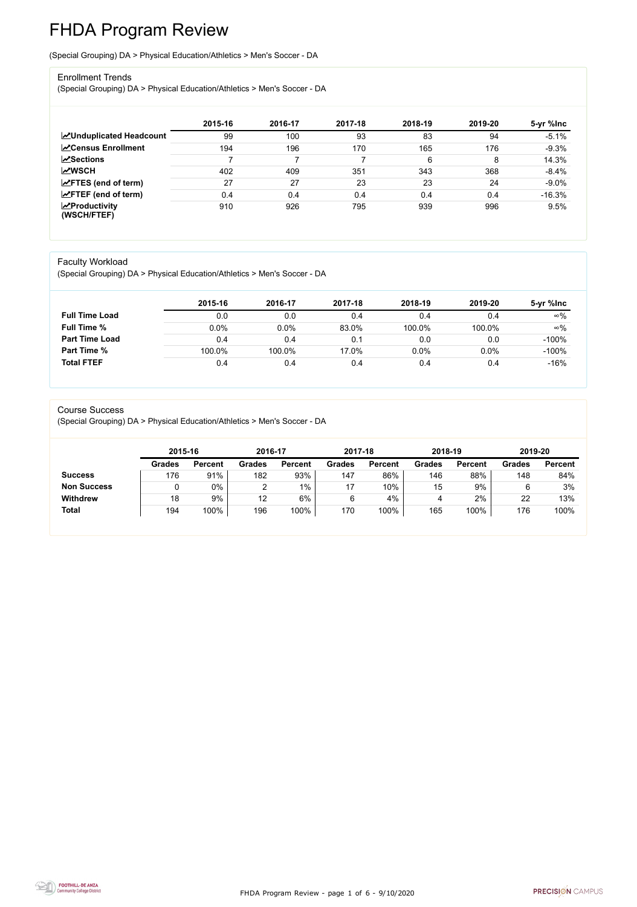# FHDA Program Review

(Special Grouping) DA > Physical Education/Athletics > Men's Soccer - DA

## Enrollment Trends

(Special Grouping) DA > Physical Education/Athletics > Men's Soccer - DA

| | 2015-16 | 2016-17 | 2017-18 | 2018-19 | 2019-20 | 5-yr %Inc |
|---|---|---|---|---|---|---|
| **Unduplicated Headcount** | 99 | 100 | 93 | 83 | 94 | -5.1% |
| **Census Enrollment** | 194 | 196 | 170 | 165 | 176 | -9.3% |
| **Sections** | 7 | 7 | 7 | 6 | 8 | 14.3% |
| **WSCH** | 402 | 409 | 351 | 343 | 368 | -8.4% |
| **FTES (end of term)** | 27 | 27 | 23 | 23 | 24 | -9.0% |
| **FTEF (end of term)** | 0.4 | 0.4 | 0.4 | 0.4 | 0.4 | -16.3% |
| **Productivity (WSCH/FTEF)** | 910 | 926 | 795 | 939 | 996 | 9.5% |

## Faculty Workload

(Special Grouping) DA > Physical Education/Athletics > Men's Soccer - DA

| | 2015-16 | 2016-17 | 2017-18 | 2018-19 | 2019-20 | 5-yr %Inc |
|---|---|---|---|---|---|---|
| **Full Time Load** | 0.0 | 0.0 | 0.4 | 0.4 | 0.4 | ∞% |
| **Full Time %** | 0.0% | 0.0% | 83.0% | 100.0% | 100.0% | ∞% |
| **Part Time Load** | 0.4 | 0.4 | 0.1 | 0.0 | 0.0 | -100% |
| **Part Time %** | 100.0% | 100.0% | 17.0% | 0.0% | 0.0% | -100% |
| **Total FTEF** | 0.4 | 0.4 | 0.4 | 0.4 | 0.4 | -16% |

## Course Success

(Special Grouping) DA > Physical Education/Athletics > Men's Soccer - DA

| | 2015-16 | | 2016-17 | | 2017-18 | | 2018-19 | | 2019-20 | |
|---|---|---|---|---|---|---|---|---|---|---|
| | Grades | Percent | Grades | Percent | Grades | Percent | Grades | Percent | Grades | Percent |
| **Success** | 176 | 91% | 182 | 93% | 147 | 86% | 146 | 88% | 148 | 84% |
| **Non Success** | 0 | 0% | 2 | 1% | 17 | 10% | 15 | 9% | 6 | 3% |
| **Withdrew** | 18 | 9% | 12 | 6% | 6 | 4% | 4 | 2% | 22 | 13% |
| **Total** | 194 | 100% | 196 | 100% | 170 | 100% | 165 | 100% | 176 | 100% |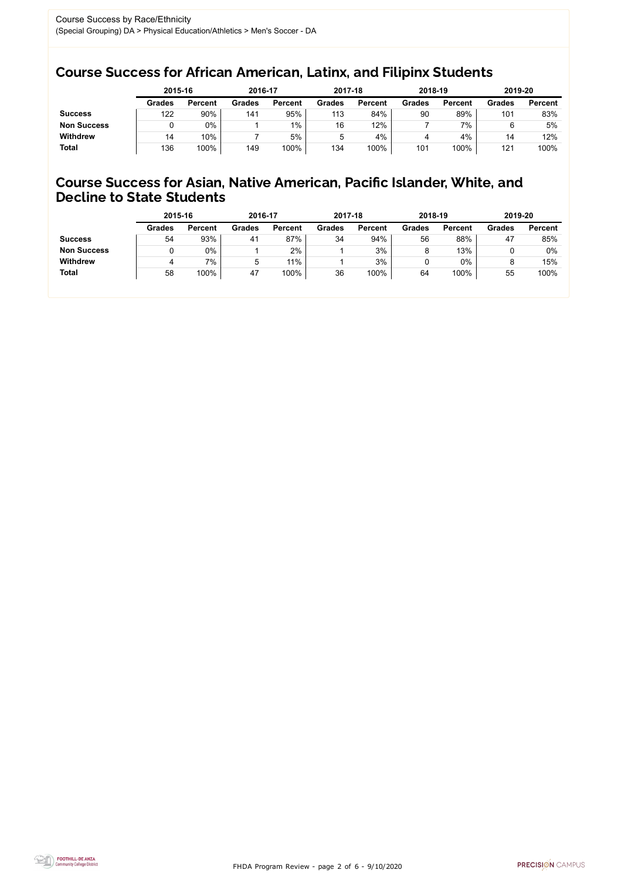Course Success by Race/Ethnicity

(Special Grouping) DA > Physical Education/Athletics > Men's Soccer - DA

## Course Success for African American, Latinx, and Filipinx Students

| | 2015-16 | | 2016-17 | | 2017-18 | | 2018-19 | | 2019-20 | |
|---|---|---|---|---|---|---|---|---|---|---|
| | Grades | Percent | Grades | Percent | Grades | Percent | Grades | Percent | Grades | Percent |
| **Success** | 122 | 90% | 141 | 95% | 113 | 84% | 90 | 89% | 101 | 83% |
| **Non Success** | 0 | 0% | 1 | 1% | 16 | 12% | 7 | 7% | 6 | 5% |
| **Withdrew** | 14 | 10% | 7 | 5% | 5 | 4% | 4 | 4% | 14 | 12% |
| **Total** | 136 | 100% | 149 | 100% | 134 | 100% | 101 | 100% | 121 | 100% |

## Course Success for Asian, Native American, Pacific Islander, White, and Decline to State Students

| | 2015-16 | | 2016-17 | | 2017-18 | | 2018-19 | | 2019-20 | |
|---|---|---|---|---|---|---|---|---|---|---|
| | Grades | Percent | Grades | Percent | Grades | Percent | Grades | Percent | Grades | Percent |
| **Success** | 54 | 93% | 41 | 87% | 34 | 94% | 56 | 88% | 47 | 85% |
| **Non Success** | 0 | 0% | 1 | 2% | 1 | 3% | 8 | 13% | 0 | 0% |
| **Withdrew** | 4 | 7% | 5 | 11% | 1 | 3% | 0 | 0% | 8 | 15% |
| **Total** | 58 | 100% | 47 | 100% | 36 | 100% | 64 | 100% | 55 | 100% |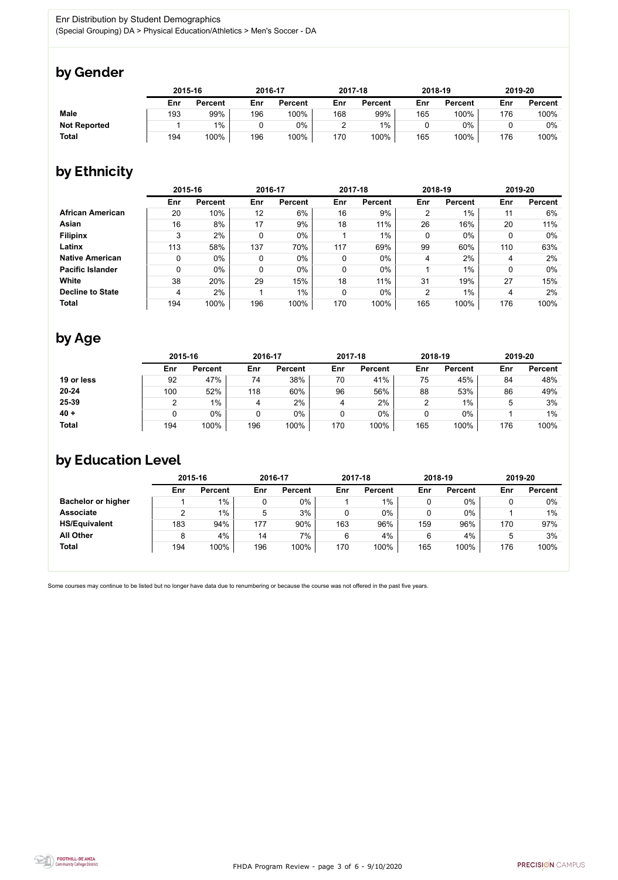Enr Distribution by Student Demographics

(Special Grouping) DA > Physical Education/Athletics > Men's Soccer - DA

## by Gender

| | 2015-16 | | 2016-17 | | 2017-18 | | 2018-19 | | 2019-20 | |
|---|---|---|---|---|---|---|---|---|---|---|
| | Enr | Percent | Enr | Percent | Enr | Percent | Enr | Percent | Enr | Percent |
| **Male** | 193 | 99% | 196 | 100% | 168 | 99% | 165 | 100% | 176 | 100% |
| **Not Reported** | 1 | 1% | 0 | 0% | 2 | 1% | 0 | 0% | 0 | 0% |
| **Total** | 194 | 100% | 196 | 100% | 170 | 100% | 165 | 100% | 176 | 100% |

## by Ethnicity

| | 2015-16 | | 2016-17 | | 2017-18 | | 2018-19 | | 2019-20 | |
|---|---|---|---|---|---|---|---|---|---|---|
| | Enr | Percent | Enr | Percent | Enr | Percent | Enr | Percent | Enr | Percent |
| **African American** | 20 | 10% | 12 | 6% | 16 | 9% | 2 | 1% | 11 | 6% |
| **Asian** | 16 | 8% | 17 | 9% | 18 | 11% | 26 | 16% | 20 | 11% |
| **Filipinx** | 3 | 2% | 0 | 0% | 1 | 1% | 0 | 0% | 0 | 0% |
| **Latinx** | 113 | 58% | 137 | 70% | 117 | 69% | 99 | 60% | 110 | 63% |
| **Native American** | 0 | 0% | 0 | 0% | 0 | 0% | 4 | 2% | 4 | 2% |
| **Pacific Islander** | 0 | 0% | 0 | 0% | 0 | 0% | 1 | 1% | 0 | 0% |
| **White** | 38 | 20% | 29 | 15% | 18 | 11% | 31 | 19% | 27 | 15% |
| **Decline to State** | 4 | 2% | 1 | 1% | 0 | 0% | 2 | 1% | 4 | 2% |
| **Total** | 194 | 100% | 196 | 100% | 170 | 100% | 165 | 100% | 176 | 100% |

## by Age

| | 2015-16 | | 2016-17 | | 2017-18 | | 2018-19 | | 2019-20 | |
|---|---|---|---|---|---|---|---|---|---|---|
| | Enr | Percent | Enr | Percent | Enr | Percent | Enr | Percent | Enr | Percent |
| **19 or less** | 92 | 47% | 74 | 38% | 70 | 41% | 75 | 45% | 84 | 48% |
| **20-24** | 100 | 52% | 118 | 60% | 96 | 56% | 88 | 53% | 86 | 49% |
| **25-39** | 2 | 1% | 4 | 2% | 4 | 2% | 2 | 1% | 5 | 3% |
| **40 +** | 0 | 0% | 0 | 0% | 0 | 0% | 0 | 0% | 1 | 1% |
| **Total** | 194 | 100% | 196 | 100% | 170 | 100% | 165 | 100% | 176 | 100% |

## by Education Level

| | 2015-16 | | 2016-17 | | 2017-18 | | 2018-19 | | 2019-20 | |
|---|---|---|---|---|---|---|---|---|---|---|
| | Enr | Percent | Enr | Percent | Enr | Percent | Enr | Percent | Enr | Percent |
| **Bachelor or higher** | 1 | 1% | 0 | 0% | 1 | 1% | 0 | 0% | 0 | 0% |
| **Associate** | 2 | 1% | 5 | 3% | 0 | 0% | 0 | 0% | 1 | 1% |
| **HS/Equivalent** | 183 | 94% | 177 | 90% | 163 | 96% | 159 | 96% | 170 | 97% |
| **All Other** | 8 | 4% | 14 | 7% | 6 | 4% | 6 | 4% | 5 | 3% |
| **Total** | 194 | 100% | 196 | 100% | 170 | 100% | 165 | 100% | 176 | 100% |

Some courses may continue to be listed but no longer have data due to renumbering or because the course was not offered in the past five years.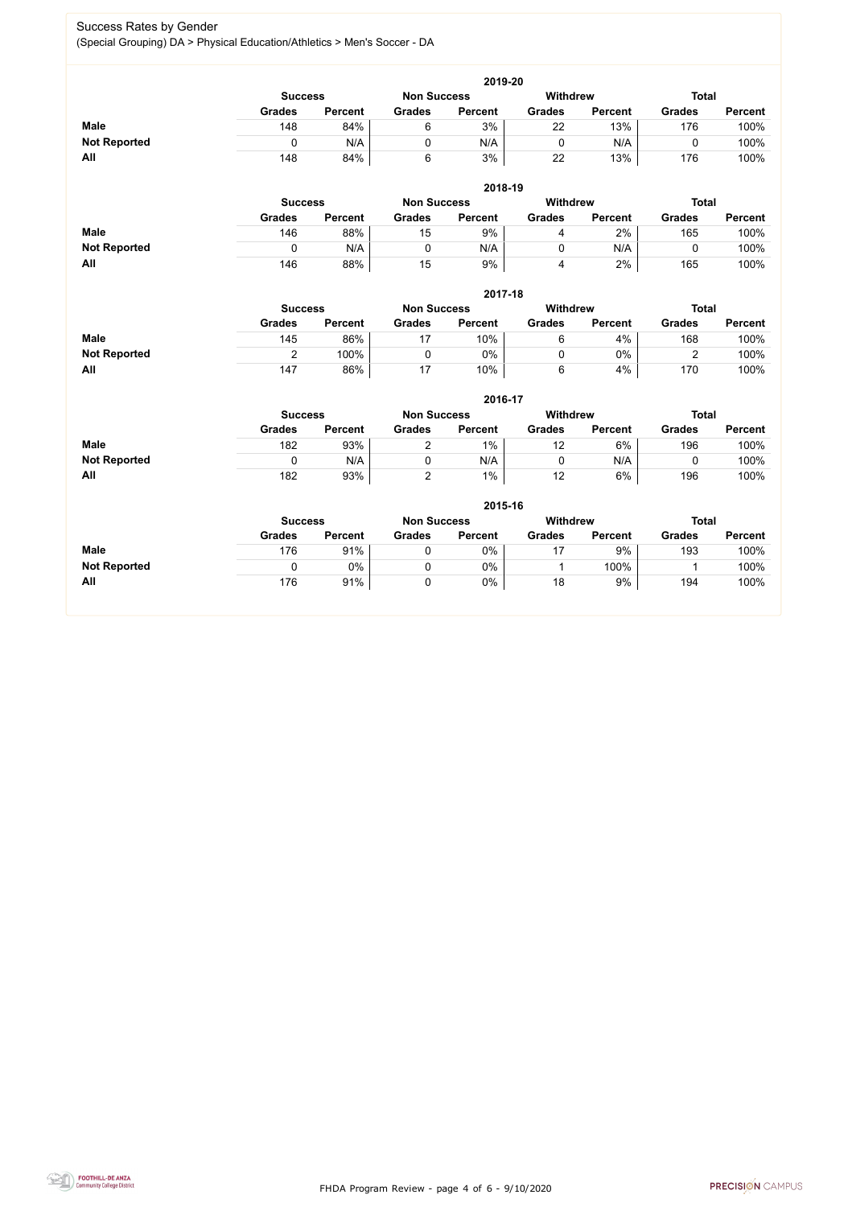## Success Rates by Gender

(Special Grouping) DA > Physical Education/Athletics > Men's Soccer - DA

### 2019-20

| | Success | | Non Success | | Withdrew | | Total | |
|---|---|---|---|---|---|---|---|---|
| | Grades | Percent | Grades | Percent | Grades | Percent | Grades | Percent |
| **Male** | 148 | 84% | 6 | 3% | 22 | 13% | 176 | 100% |
| **Not Reported** | 0 | N/A | 0 | N/A | 0 | N/A | 0 | 100% |
| **All** | 148 | 84% | 6 | 3% | 22 | 13% | 176 | 100% |

### 2018-19

| | Success | | Non Success | | Withdrew | | Total | |
|---|---|---|---|---|---|---|---|---|
| | Grades | Percent | Grades | Percent | Grades | Percent | Grades | Percent |
| **Male** | 146 | 88% | 15 | 9% | 4 | 2% | 165 | 100% |
| **Not Reported** | 0 | N/A | 0 | N/A | 0 | N/A | 0 | 100% |
| **All** | 146 | 88% | 15 | 9% | 4 | 2% | 165 | 100% |

### 2017-18

| | Success | | Non Success | | Withdrew | | Total | |
|---|---|---|---|---|---|---|---|---|
| | Grades | Percent | Grades | Percent | Grades | Percent | Grades | Percent |
| **Male** | 145 | 86% | 17 | 10% | 6 | 4% | 168 | 100% |
| **Not Reported** | 2 | 100% | 0 | 0% | 0 | 0% | 2 | 100% |
| **All** | 147 | 86% | 17 | 10% | 6 | 4% | 170 | 100% |

### 2016-17

| | Success | | Non Success | | Withdrew | | Total | |
|---|---|---|---|---|---|---|---|---|
| | Grades | Percent | Grades | Percent | Grades | Percent | Grades | Percent |
| **Male** | 182 | 93% | 2 | 1% | 12 | 6% | 196 | 100% |
| **Not Reported** | 0 | N/A | 0 | N/A | 0 | N/A | 0 | 100% |
| **All** | 182 | 93% | 2 | 1% | 12 | 6% | 196 | 100% |

### 2015-16

| | Success | | Non Success | | Withdrew | | Total | |
|---|---|---|---|---|---|---|---|---|
| | Grades | Percent | Grades | Percent | Grades | Percent | Grades | Percent |
| **Male** | 176 | 91% | 0 | 0% | 17 | 9% | 193 | 100% |
| **Not Reported** | 0 | 0% | 0 | 0% | 1 | 100% | 1 | 100% |
| **All** | 176 | 91% | 0 | 0% | 18 | 9% | 194 | 100% |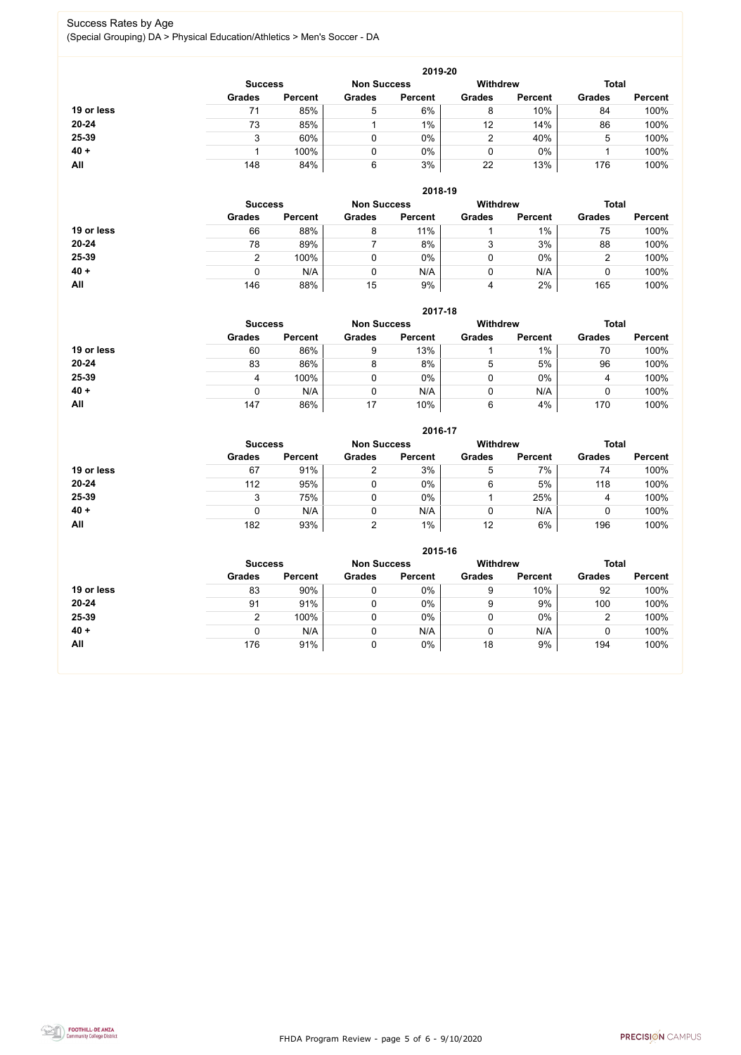# Success Rates by Age

(Special Grouping) DA > Physical Education/Athletics > Men's Soccer - DA

### 2019-20

| | Success | | Non Success | | Withdrew | | Total | |
|---|---|---|---|---|---|---|---|---|
| | Grades | Percent | Grades | Percent | Grades | Percent | Grades | Percent |
| **19 or less** | 71 | 85% | 5 | 6% | 8 | 10% | 84 | 100% |
| **20-24** | 73 | 85% | 1 | 1% | 12 | 14% | 86 | 100% |
| **25-39** | 3 | 60% | 0 | 0% | 2 | 40% | 5 | 100% |
| **40 +** | 1 | 100% | 0 | 0% | 0 | 0% | 1 | 100% |
| **All** | 148 | 84% | 6 | 3% | 22 | 13% | 176 | 100% |

### 2018-19

| | Success | | Non Success | | Withdrew | | Total | |
|---|---|---|---|---|---|---|---|---|
| | Grades | Percent | Grades | Percent | Grades | Percent | Grades | Percent |
| **19 or less** | 66 | 88% | 8 | 11% | 1 | 1% | 75 | 100% |
| **20-24** | 78 | 89% | 7 | 8% | 3 | 3% | 88 | 100% |
| **25-39** | 2 | 100% | 0 | 0% | 0 | 0% | 2 | 100% |
| **40 +** | 0 | N/A | 0 | N/A | 0 | N/A | 0 | 100% |
| **All** | 146 | 88% | 15 | 9% | 4 | 2% | 165 | 100% |

### 2017-18

| | Success | | Non Success | | Withdrew | | Total | |
|---|---|---|---|---|---|---|---|---|
| | Grades | Percent | Grades | Percent | Grades | Percent | Grades | Percent |
| **19 or less** | 60 | 86% | 9 | 13% | 1 | 1% | 70 | 100% |
| **20-24** | 83 | 86% | 8 | 8% | 5 | 5% | 96 | 100% |
| **25-39** | 4 | 100% | 0 | 0% | 0 | 0% | 4 | 100% |
| **40 +** | 0 | N/A | 0 | N/A | 0 | N/A | 0 | 100% |
| **All** | 147 | 86% | 17 | 10% | 6 | 4% | 170 | 100% |

### 2016-17

| | Success | | Non Success | | Withdrew | | Total | |
|---|---|---|---|---|---|---|---|---|
| | Grades | Percent | Grades | Percent | Grades | Percent | Grades | Percent |
| **19 or less** | 67 | 91% | 2 | 3% | 5 | 7% | 74 | 100% |
| **20-24** | 112 | 95% | 0 | 0% | 6 | 5% | 118 | 100% |
| **25-39** | 3 | 75% | 0 | 0% | 1 | 25% | 4 | 100% |
| **40 +** | 0 | N/A | 0 | N/A | 0 | N/A | 0 | 100% |
| **All** | 182 | 93% | 2 | 1% | 12 | 6% | 196 | 100% |

### 2015-16

| | Success | | Non Success | | Withdrew | | Total | |
|---|---|---|---|---|---|---|---|---|
| | Grades | Percent | Grades | Percent | Grades | Percent | Grades | Percent |
| **19 or less** | 83 | 90% | 0 | 0% | 9 | 10% | 92 | 100% |
| **20-24** | 91 | 91% | 0 | 0% | 9 | 9% | 100 | 100% |
| **25-39** | 2 | 100% | 0 | 0% | 0 | 0% | 2 | 100% |
| **40 +** | 0 | N/A | 0 | N/A | 0 | N/A | 0 | 100% |
| **All** | 176 | 91% | 0 | 0% | 18 | 9% | 194 | 100% |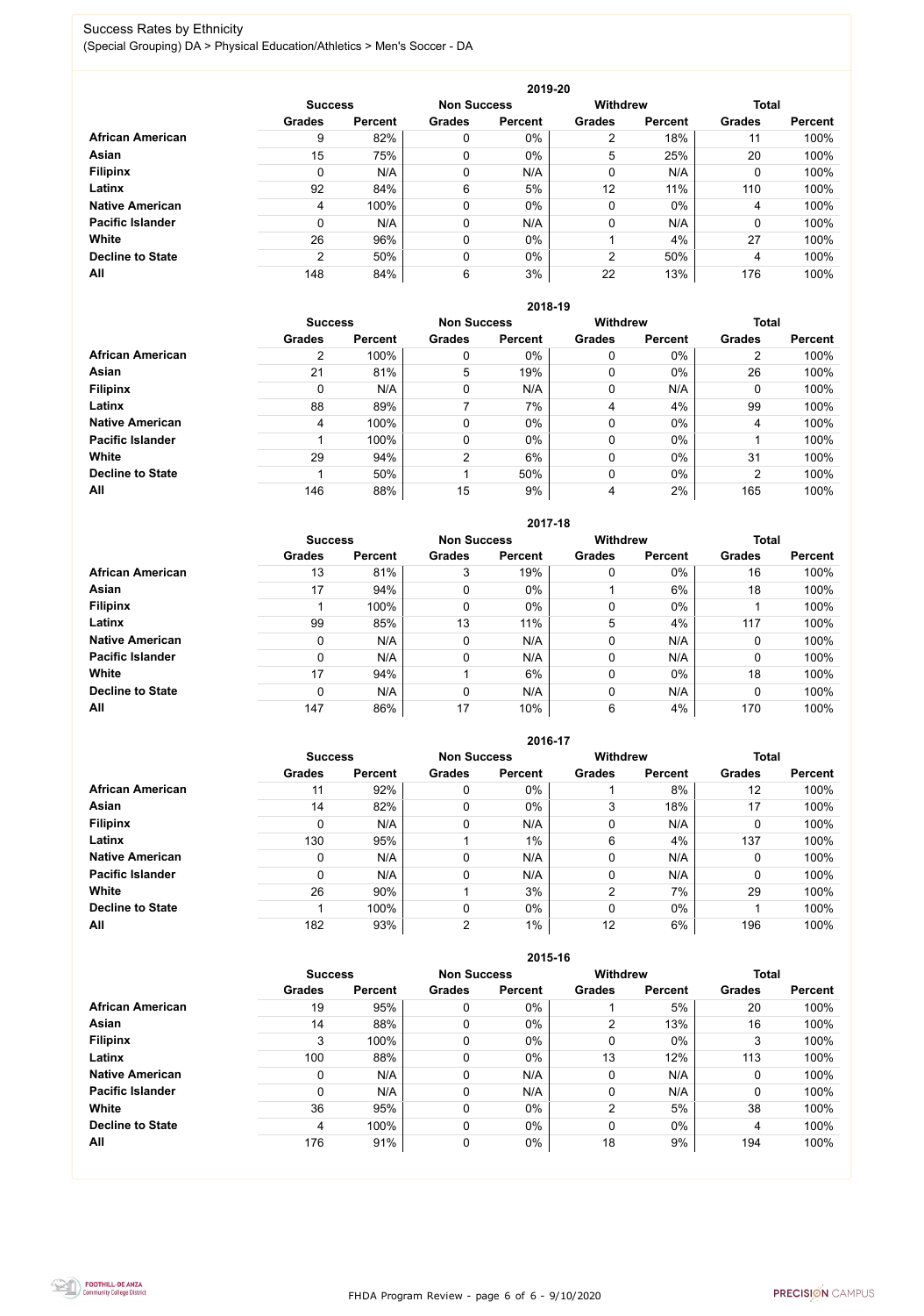# Success Rates by Ethnicity

(Special Grouping) DA > Physical Education/Athletics > Men's Soccer - DA

## 2019-20

| | Success | | Non Success | | Withdrew | | Total | |
|---|---|---|---|---|---|---|---|---|
| | Grades | Percent | Grades | Percent | Grades | Percent | Grades | Percent |
| **African American** | 9 | 82% | 0 | 0% | 2 | 18% | 11 | 100% |
| **Asian** | 15 | 75% | 0 | 0% | 5 | 25% | 20 | 100% |
| **Filipinx** | 0 | N/A | 0 | N/A | 0 | N/A | 0 | 100% |
| **Latinx** | 92 | 84% | 6 | 5% | 12 | 11% | 110 | 100% |
| **Native American** | 4 | 100% | 0 | 0% | 0 | 0% | 4 | 100% |
| **Pacific Islander** | 0 | N/A | 0 | N/A | 0 | N/A | 0 | 100% |
| **White** | 26 | 96% | 0 | 0% | 1 | 4% | 27 | 100% |
| **Decline to State** | 2 | 50% | 0 | 0% | 2 | 50% | 4 | 100% |
| **All** | 148 | 84% | 6 | 3% | 22 | 13% | 176 | 100% |

## 2018-19

| | Success | | Non Success | | Withdrew | | Total | |
|---|---|---|---|---|---|---|---|---|
| | Grades | Percent | Grades | Percent | Grades | Percent | Grades | Percent |
| **African American** | 2 | 100% | 0 | 0% | 0 | 0% | 2 | 100% |
| **Asian** | 21 | 81% | 5 | 19% | 0 | 0% | 26 | 100% |
| **Filipinx** | 0 | N/A | 0 | N/A | 0 | N/A | 0 | 100% |
| **Latinx** | 88 | 89% | 7 | 7% | 4 | 4% | 99 | 100% |
| **Native American** | 4 | 100% | 0 | 0% | 0 | 0% | 4 | 100% |
| **Pacific Islander** | 1 | 100% | 0 | 0% | 0 | 0% | 1 | 100% |
| **White** | 29 | 94% | 2 | 6% | 0 | 0% | 31 | 100% |
| **Decline to State** | 1 | 50% | 1 | 50% | 0 | 0% | 2 | 100% |
| **All** | 146 | 88% | 15 | 9% | 4 | 2% | 165 | 100% |

## 2017-18

| | Success | | Non Success | | Withdrew | | Total | |
|---|---|---|---|---|---|---|---|---|
| | Grades | Percent | Grades | Percent | Grades | Percent | Grades | Percent |
| **African American** | 13 | 81% | 3 | 19% | 0 | 0% | 16 | 100% |
| **Asian** | 17 | 94% | 0 | 0% | 1 | 6% | 18 | 100% |
| **Filipinx** | 1 | 100% | 0 | 0% | 0 | 0% | 1 | 100% |
| **Latinx** | 99 | 85% | 13 | 11% | 5 | 4% | 117 | 100% |
| **Native American** | 0 | N/A | 0 | N/A | 0 | N/A | 0 | 100% |
| **Pacific Islander** | 0 | N/A | 0 | N/A | 0 | N/A | 0 | 100% |
| **White** | 17 | 94% | 1 | 6% | 0 | 0% | 18 | 100% |
| **Decline to State** | 0 | N/A | 0 | N/A | 0 | N/A | 0 | 100% |
| **All** | 147 | 86% | 17 | 10% | 6 | 4% | 170 | 100% |

## 2016-17

| | Success | | Non Success | | Withdrew | | Total | |
|---|---|---|---|---|---|---|---|---|
| | Grades | Percent | Grades | Percent | Grades | Percent | Grades | Percent |
| **African American** | 11 | 92% | 0 | 0% | 1 | 8% | 12 | 100% |
| **Asian** | 14 | 82% | 0 | 0% | 3 | 18% | 17 | 100% |
| **Filipinx** | 0 | N/A | 0 | N/A | 0 | N/A | 0 | 100% |
| **Latinx** | 130 | 95% | 1 | 1% | 6 | 4% | 137 | 100% |
| **Native American** | 0 | N/A | 0 | N/A | 0 | N/A | 0 | 100% |
| **Pacific Islander** | 0 | N/A | 0 | N/A | 0 | N/A | 0 | 100% |
| **White** | 26 | 90% | 1 | 3% | 2 | 7% | 29 | 100% |
| **Decline to State** | 1 | 100% | 0 | 0% | 0 | 0% | 1 | 100% |
| **All** | 182 | 93% | 2 | 1% | 12 | 6% | 196 | 100% |

## 2015-16

| | Success | | Non Success | | Withdrew | | Total | |
|---|---|---|---|---|---|---|---|---|
| | Grades | Percent | Grades | Percent | Grades | Percent | Grades | Percent |
| **African American** | 19 | 95% | 0 | 0% | 1 | 5% | 20 | 100% |
| **Asian** | 14 | 88% | 0 | 0% | 2 | 13% | 16 | 100% |
| **Filipinx** | 3 | 100% | 0 | 0% | 0 | 0% | 3 | 100% |
| **Latinx** | 100 | 88% | 0 | 0% | 13 | 12% | 113 | 100% |
| **Native American** | 0 | N/A | 0 | N/A | 0 | N/A | 0 | 100% |
| **Pacific Islander** | 0 | N/A | 0 | N/A | 0 | N/A | 0 | 100% |
| **White** | 36 | 95% | 0 | 0% | 2 | 5% | 38 | 100% |
| **Decline to State** | 4 | 100% | 0 | 0% | 0 | 0% | 4 | 100% |
| **All** | 176 | 91% | 0 | 0% | 18 | 9% | 194 | 100% |